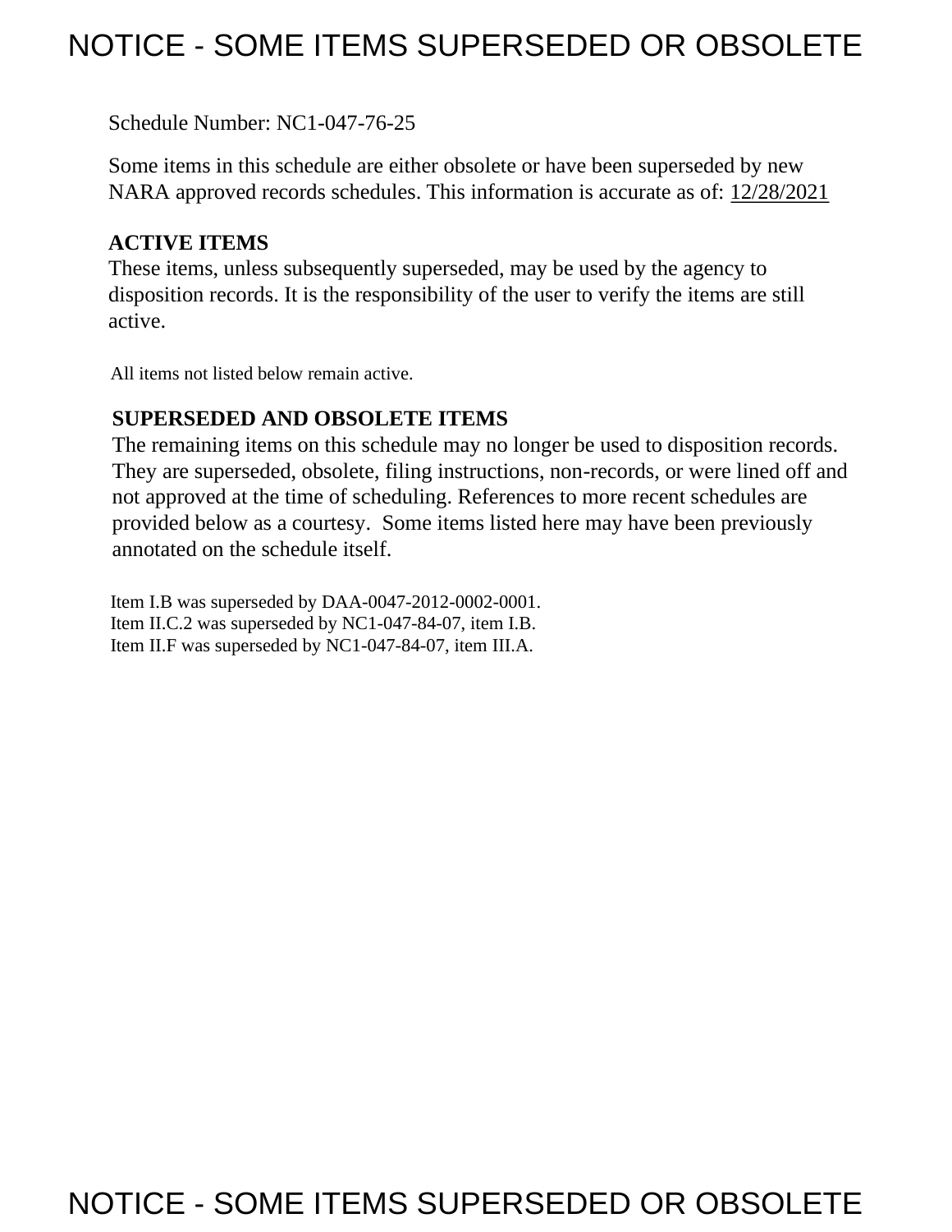# NOTICE - SOME ITEMS SUPERSEDED OR OBSOLETE

Schedule Number: NC1-047-76-25

Some items in this schedule are either obsolete or have been superseded by new NARA approved records schedules. This information is accurate as of: 12/28/2021

**ACTIVE ITEMS**

These items, unless subsequently superseded, may be used by the agency to disposition records. It is the responsibility of the user to verify the items are still active.

All items not listed below remain active.

**SUPERSEDED AND OBSOLETE ITEMS**

The remaining items on this schedule may no longer be used to disposition records. They are superseded, obsolete, filing instructions, non-records, or were lined off and not approved at the time of scheduling. References to more recent schedules are provided below as a courtesy. Some items listed here may have been previously annotated on the schedule itself.

Item I.B was superseded by DAA-0047-2012-0002-0001.
Item II.C.2 was superseded by NC1-047-84-07, item I.B.
Item II.F was superseded by NC1-047-84-07, item III.A.

# NOTICE - SOME ITEMS SUPERSEDED OR OBSOLETE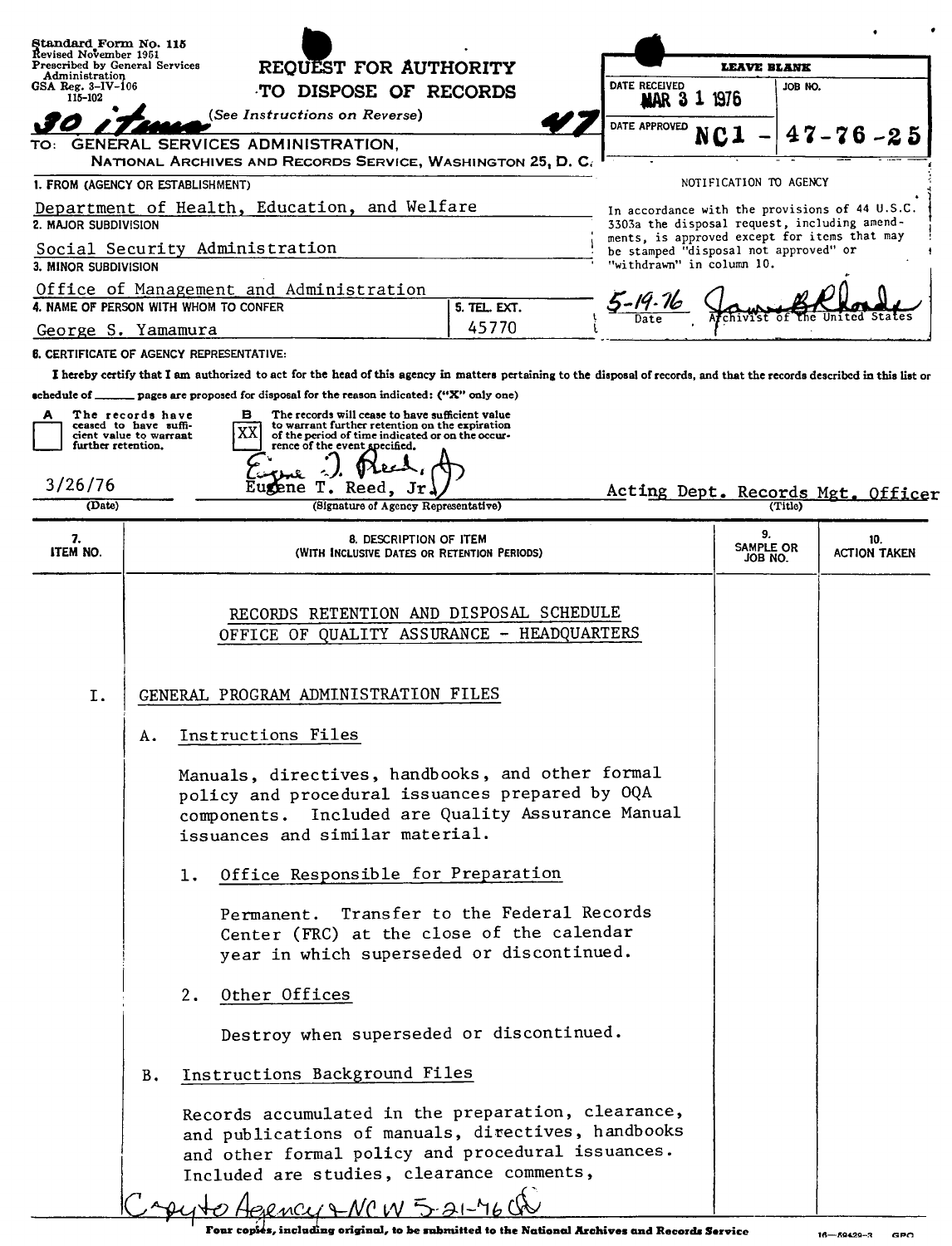Standard Form No. 115
Revised November 1951
Prescribed by General Services Administration
GSA Reg. 3-IV-106
115-102

# REQUEST FOR AUTHORITY TO DISPOSE OF RECORDS

(See Instructions on Reverse)

30 items 47

TO: GENERAL SERVICES ADMINISTRATION, NATIONAL ARCHIVES AND RECORDS SERVICE, WASHINGTON 25, D. C.

| LEAVE BLANK | |
|---|---|
| DATE RECEIVED MAR 3 1 1976 | JOB NO. |
| DATE APPROVED | NC1 - 47-76-25 |

1. FROM (AGENCY OR ESTABLISHMENT)
Department of Health, Education, and Welfare

2. MAJOR SUBDIVISION
Social Security Administration

3. MINOR SUBDIVISION
Office of Management and Administration

4. NAME OF PERSON WITH WHOM TO CONFER
George S. Yamamura

5. TEL. EXT.
45770

NOTIFICATION TO AGENCY

In accordance with the provisions of 44 U.S.C. 3303a the disposal request, including amendments, is approved except for items that may be stamped "disposal not approved" or "withdrawn" in column 10.

5-19-76 — Date
James B Rhoads — Archivist of the United States

6. CERTIFICATE OF AGENCY REPRESENTATIVE:

I hereby certify that I am authorized to act for the head of this agency in matters pertaining to the disposal of records, and that the records described in this list or schedule of ______ pages are proposed for disposal for the reason indicated: ("X" only one)

A [ ] The records have ceased to have sufficient value to warrant further retention.

B [XX] The records will cease to have sufficient value to warrant further retention on the expiration of the period of time indicated or on the occurrence of the event specified.

3/26/76 (Date)
Eugene T. Reed, Jr. (Signature of Agency Representative)
Acting Dept. Records Mgt. Officer (Title)

| 7. ITEM NO. | 8. DESCRIPTION OF ITEM (WITH INCLUSIVE DATES OR RETENTION PERIODS) | 9. SAMPLE OR JOB NO. | 10. ACTION TAKEN |
|---|---|---|---|

RECORDS RETENTION AND DISPOSAL SCHEDULE
OFFICE OF QUALITY ASSURANCE - HEADQUARTERS

I. GENERAL PROGRAM ADMINISTRATION FILES

A. Instructions Files

Manuals, directives, handbooks, and other formal policy and procedural issuances prepared by OQA components. Included are Quality Assurance Manual issuances and similar material.

1. Office Responsible for Preparation

Permanent. Transfer to the Federal Records Center (FRC) at the close of the calendar year in which superseded or discontinued.

2. Other Offices

Destroy when superseded or discontinued.

B. Instructions Background Files

Records accumulated in the preparation, clearance, and publications of manuals, directives, handbooks and other formal policy and procedural issuances. Included are studies, clearance comments,

Copy to Agency & NCW 5-21-76

Four copies, including original, to be submitted to the National Archives and Records Service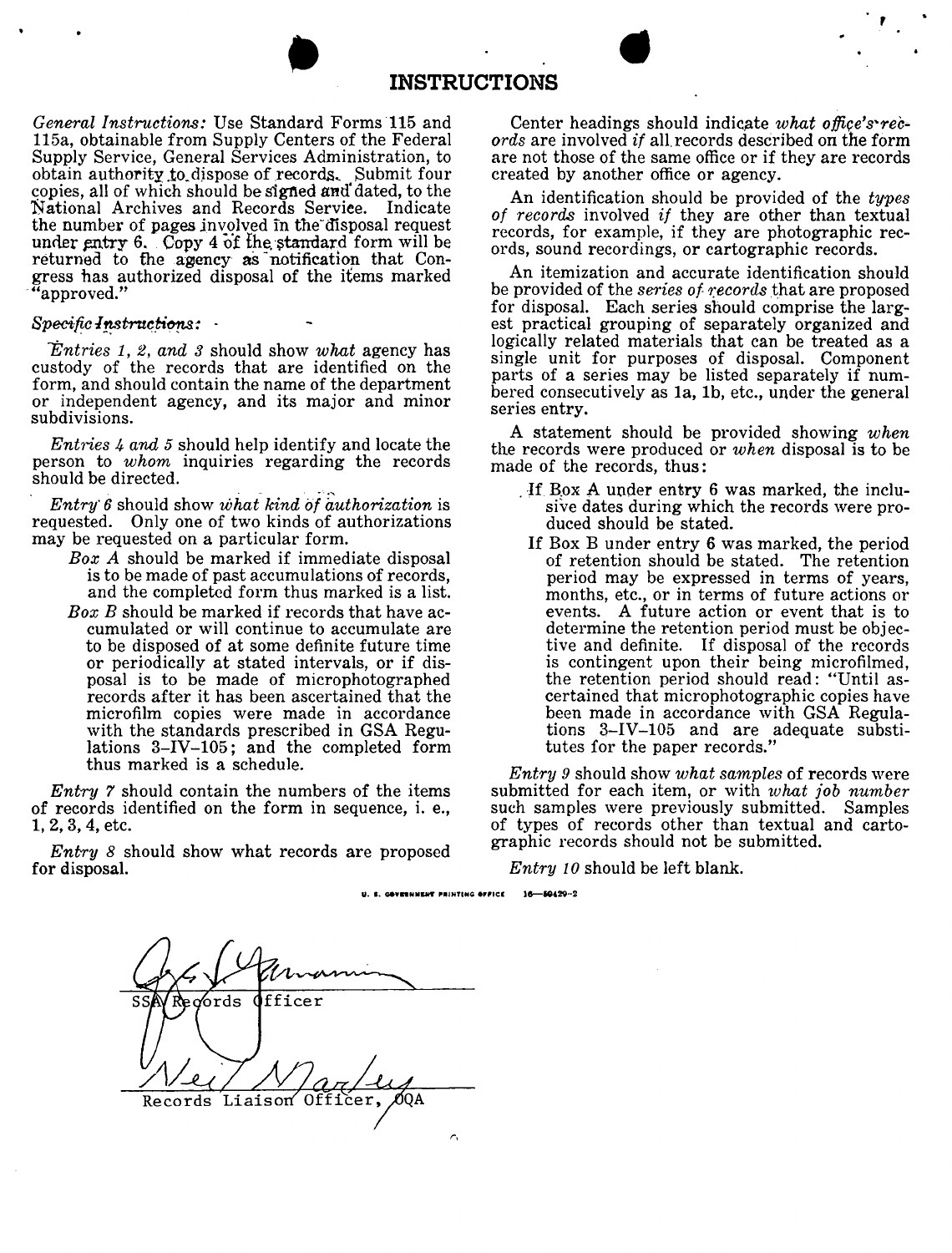# INSTRUCTIONS

*General Instructions:* Use Standard Forms 115 and 115a, obtainable from Supply Centers of the Federal Supply Service, General Services Administration, to obtain authority to dispose of records. Submit four copies, all of which should be signed and dated, to the National Archives and Records Service. Indicate the number of pages involved in the disposal request under entry 6. Copy 4 of the standard form will be returned to the agency as notification that Congress has authorized disposal of the items marked "approved."

*Specific Instructions:*

*Entries 1, 2, and 3* should show *what* agency has custody of the records that are identified on the form, and should contain the name of the department or independent agency, and its major and minor subdivisions.

*Entries 4 and 5* should help identify and locate the person to *whom* inquiries regarding the records should be directed.

*Entry 6* should show *what kind of authorization* is requested. Only one of two kinds of authorizations may be requested on a particular form.

*Box A* should be marked if immediate disposal is to be made of past accumulations of records, and the completed form thus marked is a list.

*Box B* should be marked if records that have accumulated or will continue to accumulate are to be disposed of at some definite future time or periodically at stated intervals, or if disposal is to be made of microphotographed records after it has been ascertained that the microfilm copies were made in accordance with the standards prescribed in GSA Regulations 3–IV–105; and the completed form thus marked is a schedule.

*Entry 7* should contain the numbers of the items of records identified on the form in sequence, i. e., 1, 2, 3, 4, etc.

*Entry 8* should show what records are proposed for disposal.

Center headings should indicate *what office's records* are involved *if* all records described on the form are not those of the same office or if they are records created by another office or agency.

An identification should be provided of the *types of records* involved *if* they are other than textual records, for example, if they are photographic records, sound recordings, or cartographic records.

An itemization and accurate identification should be provided of the *series of records* that are proposed for disposal. Each series should comprise the largest practical grouping of separately organized and logically related materials that can be treated as a single unit for purposes of disposal. Component parts of a series may be listed separately if numbered consecutively as 1a, 1b, etc., under the general series entry.

A statement should be provided showing *when* the records were produced or *when* disposal is to be made of the records, thus:

If Box A under entry 6 was marked, the inclusive dates during which the records were produced should be stated.

If Box B under entry 6 was marked, the period of retention should be stated. The retention period may be expressed in terms of years, months, etc., or in terms of future actions or events. A future action or event that is to determine the retention period must be objective and definite. If disposal of the records is contingent upon their being microfilmed, the retention period should read: "Until ascertained that microphotographic copies have been made in accordance with GSA Regulations 3–IV–105 and are adequate substitutes for the paper records."

*Entry 9* should show *what samples* of records were submitted for each item, or with *what job number* such samples were previously submitted. Samples of types of records other than textual and cartographic records should not be submitted.

*Entry 10* should be left blank.

U. S. GOVERNMENT PRINTING OFFICE 16—60429-2

SSA Records Officer

Neil Marley

Records Liaison Officer, OQA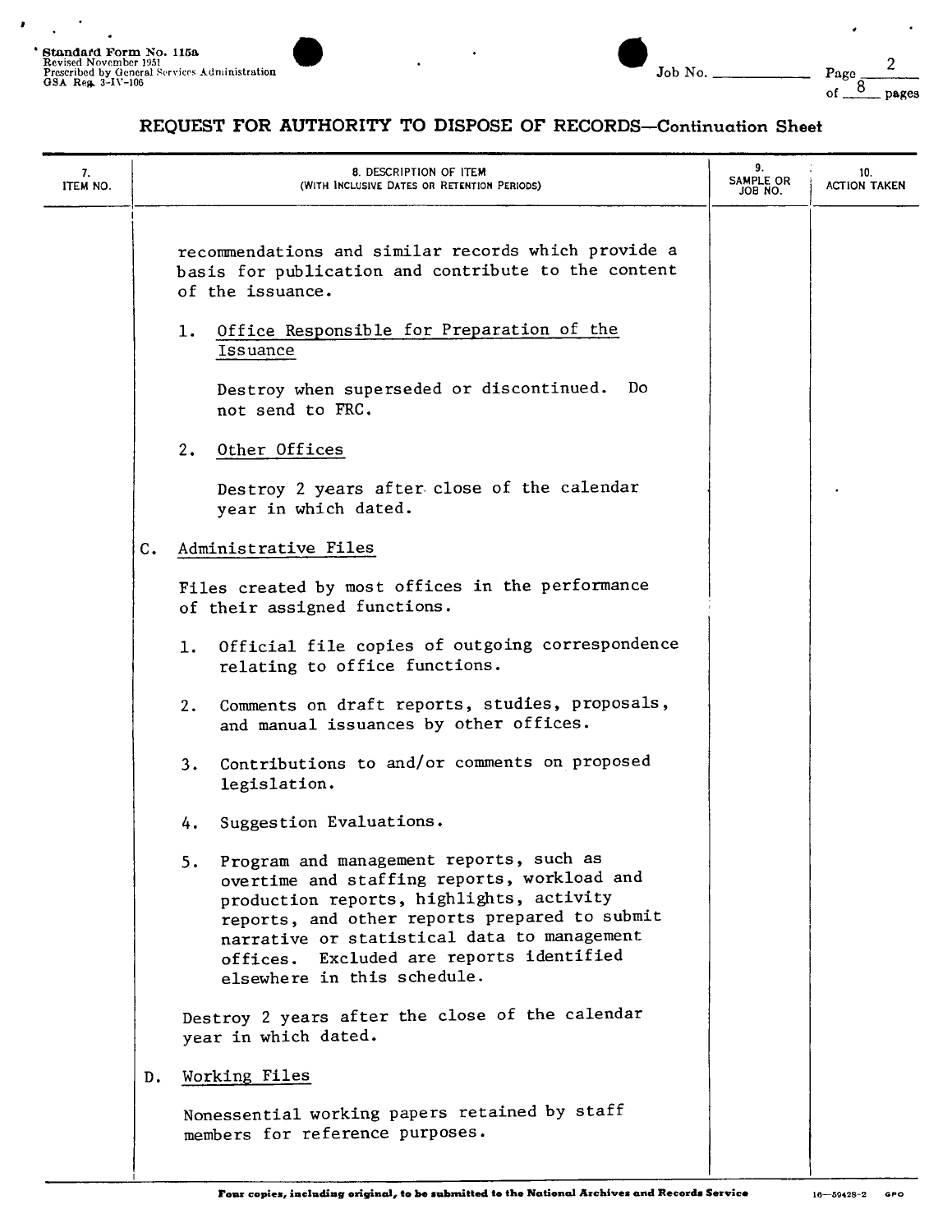## REQUEST FOR AUTHORITY TO DISPOSE OF RECORDS—Continuation Sheet

| 7. ITEM NO. | 8. DESCRIPTION OF ITEM (WITH INCLUSIVE DATES OR RETENTION PERIODS) | 9. SAMPLE OR JOB NO. | 10. ACTION TAKEN |
| --- | --- | --- | --- |

recommendations and similar records which provide a basis for publication and contribute to the content of the issuance.

1. Office Responsible for Preparation of the Issuance

   Destroy when superseded or discontinued. Do not send to FRC.

2. Other Offices

   Destroy 2 years after close of the calendar year in which dated.

C. Administrative Files

Files created by most offices in the performance of their assigned functions.

1. Official file copies of outgoing correspondence relating to office functions.

2. Comments on draft reports, studies, proposals, and manual issuances by other offices.

3. Contributions to and/or comments on proposed legislation.

4. Suggestion Evaluations.

5. Program and management reports, such as overtime and staffing reports, workload and production reports, highlights, activity reports, and other reports prepared to submit narrative or statistical data to management offices. Excluded are reports identified elsewhere in this schedule.

Destroy 2 years after the close of the calendar year in which dated.

D. Working Files

Nonessential working papers retained by staff members for reference purposes.

**Four copies, including original, to be submitted to the National Archives and Records Service**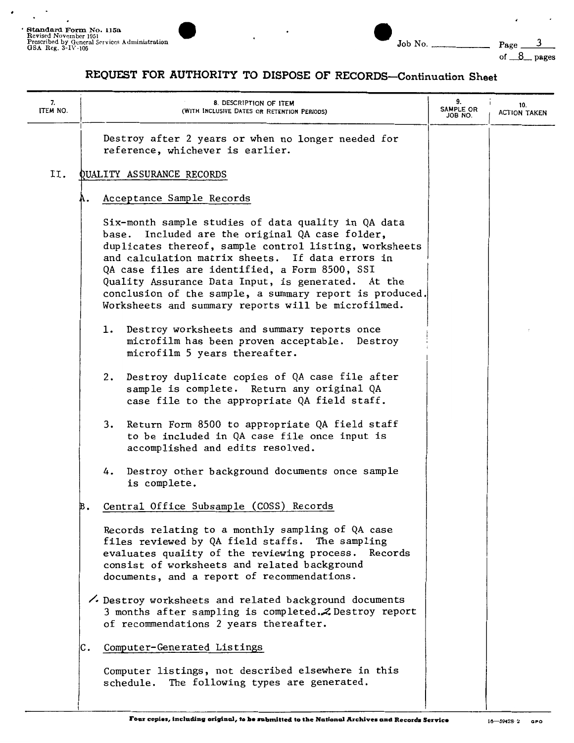## REQUEST FOR AUTHORITY TO DISPOSE OF RECORDS—Continuation Sheet

| 7. ITEM NO. | 8. DESCRIPTION OF ITEM (WITH INCLUSIVE DATES OR RETENTION PERIODS) | 9. SAMPLE OR JOB NO. | 10. ACTION TAKEN |
|---|---|---|---|

Destroy after 2 years or when no longer needed for reference, whichever is earlier.

II. QUALITY ASSURANCE RECORDS

A. Acceptance Sample Records

Six-month sample studies of data quality in QA data base. Included are the original QA case folder, duplicates thereof, sample control listing, worksheets and calculation matrix sheets. If data errors in QA case files are identified, a Form 8500, SSI Quality Assurance Data Input, is generated. At the conclusion of the sample, a summary report is produced. Worksheets and summary reports will be microfilmed.

1. Destroy worksheets and summary reports once microfilm has been proven acceptable. Destroy microfilm 5 years thereafter.

2. Destroy duplicate copies of QA case file after sample is complete. Return any original QA case file to the appropriate QA field staff.

3. Return Form 8500 to appropriate QA field staff to be included in QA case file once input is accomplished and edits resolved.

4. Destroy other background documents once sample is complete.

B. Central Office Subsample (COSS) Records

Records relating to a monthly sampling of QA case files reviewed by QA field staffs. The sampling evaluates quality of the reviewing process. Records consist of worksheets and related background documents, and a report of recommendations.

1. Destroy worksheets and related background documents 3 months after sampling is completed. 2. Destroy report of recommendations 2 years thereafter.

C. Computer-Generated Listings

Computer listings, not described elsewhere in this schedule. The following types are generated.

Four copies, including original, to be submitted to the National Archives and Records Service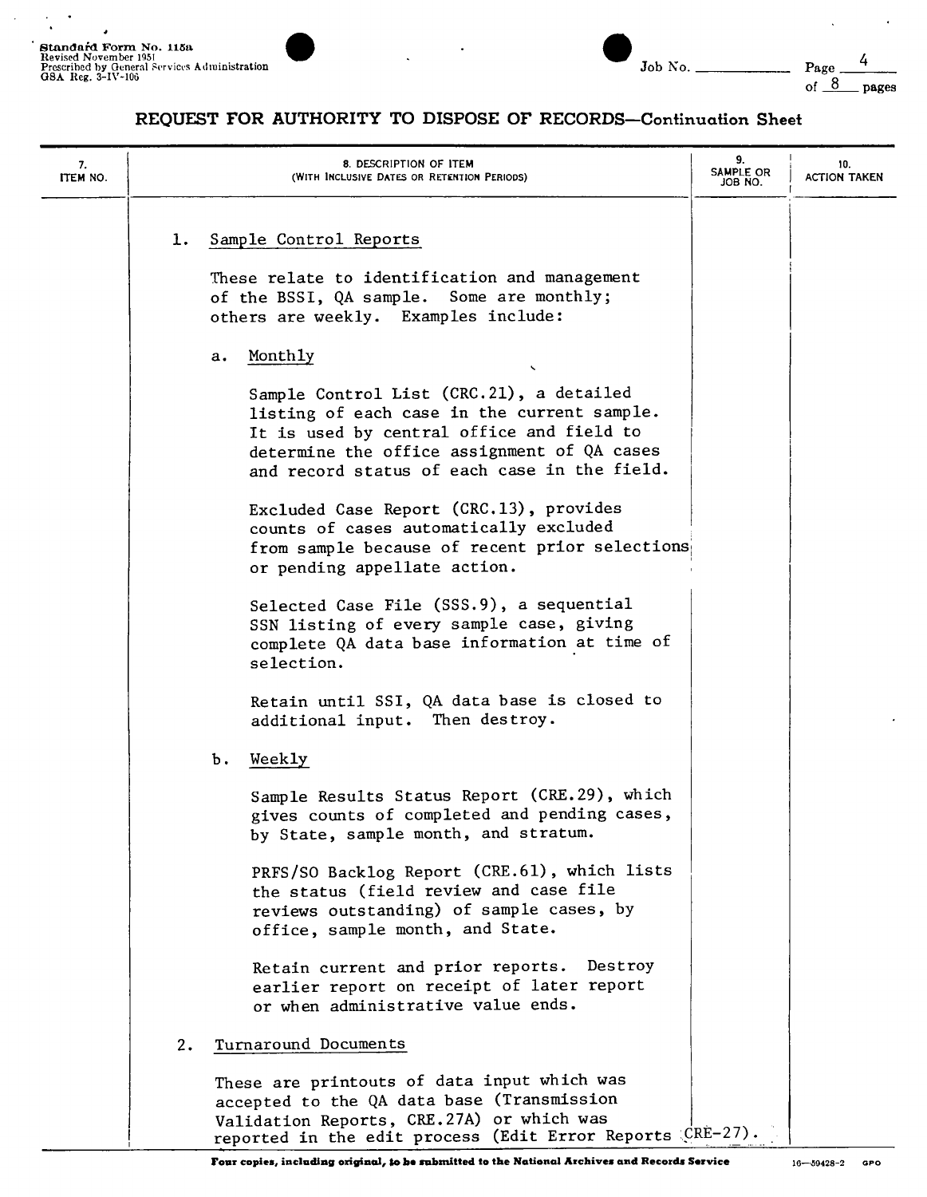# REQUEST FOR AUTHORITY TO DISPOSE OF RECORDS—Continuation Sheet

| 7. ITEM NO. | 8. DESCRIPTION OF ITEM (WITH INCLUSIVE DATES OR RETENTION PERIODS) | 9. SAMPLE OR JOB NO. | 10. ACTION TAKEN |
|---|---|---|---|

1. Sample Control Reports

   These relate to identification and management of the BSSI, QA sample. Some are monthly; others are weekly. Examples include:

   a. Monthly

      Sample Control List (CRC.21), a detailed listing of each case in the current sample. It is used by central office and field to determine the office assignment of QA cases and record status of each case in the field.

      Excluded Case Report (CRC.13), provides counts of cases automatically excluded from sample because of recent prior selections or pending appellate action.

      Selected Case File (SSS.9), a sequential SSN listing of every sample case, giving complete QA data base information at time of selection.

      Retain until SSI, QA data base is closed to additional input. Then destroy.

   b. Weekly

      Sample Results Status Report (CRE.29), which gives counts of completed and pending cases, by State, sample month, and stratum.

      PRFS/SO Backlog Report (CRE.61), which lists the status (field review and case file reviews outstanding) of sample cases, by office, sample month, and State.

      Retain current and prior reports. Destroy earlier report on receipt of later report or when administrative value ends.

2. Turnaround Documents

   These are printouts of data input which was accepted to the QA data base (Transmission Validation Reports, CRE.27A) or which was reported in the edit process (Edit Error Reports CRE-27).

**Four copies, including original, to be submitted to the National Archives and Records Service**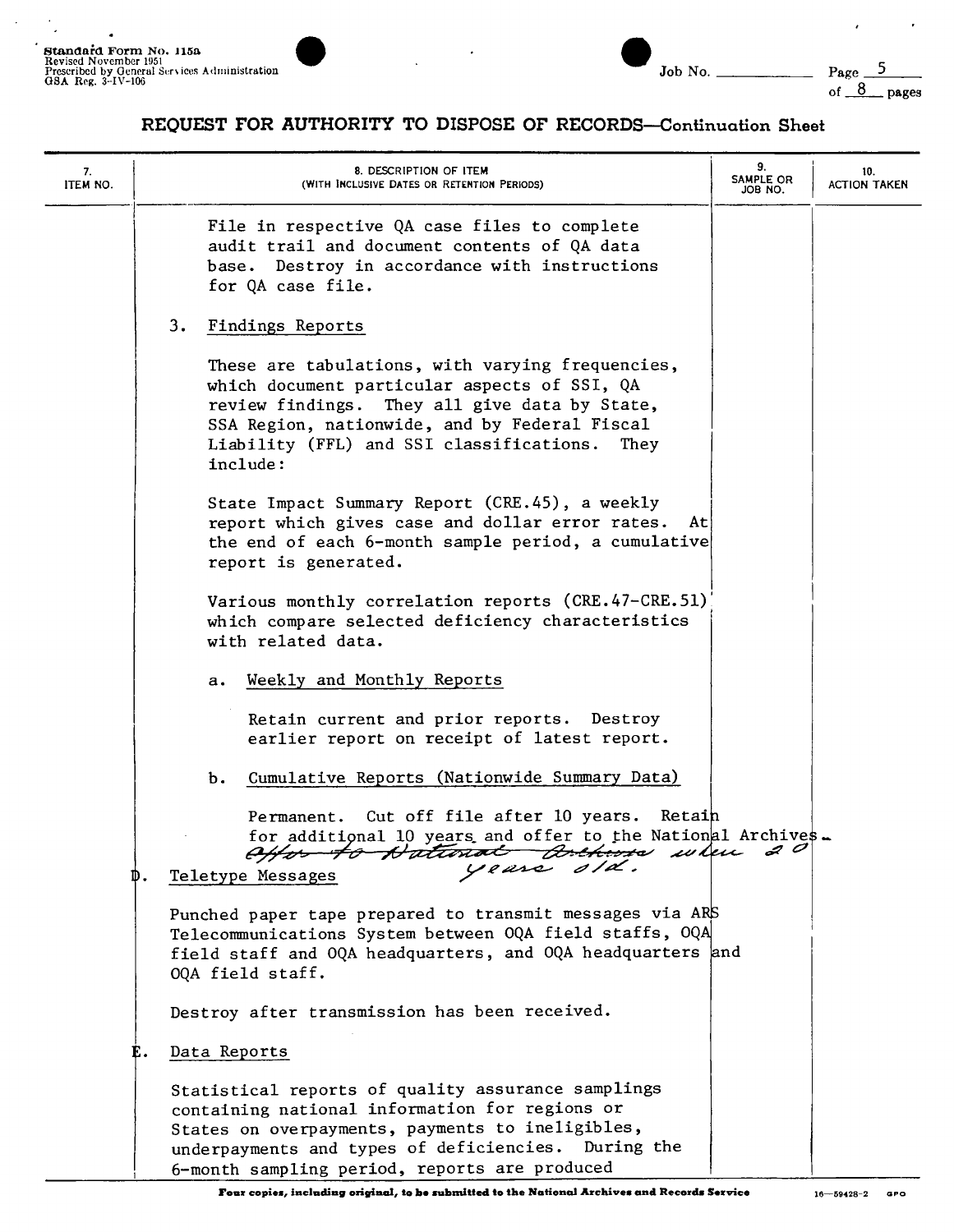## REQUEST FOR AUTHORITY TO DISPOSE OF RECORDS—Continuation Sheet

| 7. ITEM NO. | 8. DESCRIPTION OF ITEM (WITH INCLUSIVE DATES OR RETENTION PERIODS) | 9. SAMPLE OR JOB NO. | 10. ACTION TAKEN |
|---|---|---|---|

File in respective QA case files to complete audit trail and document contents of QA data base. Destroy in accordance with instructions for QA case file.

3. Findings Reports

These are tabulations, with varying frequencies, which document particular aspects of SSI, QA review findings. They all give data by State, SSA Region, nationwide, and by Federal Fiscal Liability (FFL) and SSI classifications. They include:

State Impact Summary Report (CRE.45), a weekly report which gives case and dollar error rates. At the end of each 6-month sample period, a cumulative report is generated.

Various monthly correlation reports (CRE.47-CRE.51) which compare selected deficiency characteristics with related data.

a. Weekly and Monthly Reports

Retain current and prior reports. Destroy earlier report on receipt of latest report.

b. Cumulative Reports (Nationwide Summary Data)

Permanent. Cut off file after 10 years. ~~Retain for additional 10 years and offer to the National Archives.~~ Offer to National Archives when 20 years old.

D. Teletype Messages

Punched paper tape prepared to transmit messages via ARS Telecommunications System between OQA field staffs, OQA field staff and OQA headquarters, and OQA headquarters and OQA field staff.

Destroy after transmission has been received.

E. Data Reports

Statistical reports of quality assurance samplings containing national information for regions or States on overpayments, payments to ineligibles, underpayments and types of deficiencies. During the 6-month sampling period, reports are produced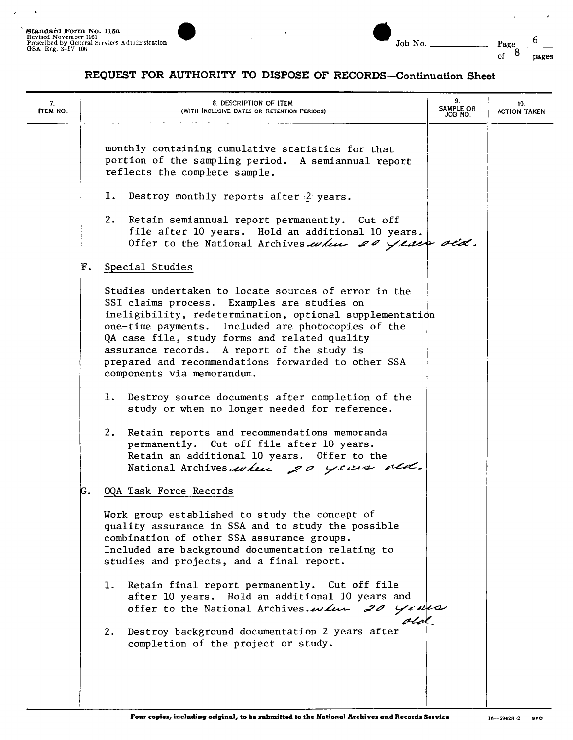## REQUEST FOR AUTHORITY TO DISPOSE OF RECORDS—Continuation Sheet

| 7. ITEM NO. | 8. DESCRIPTION OF ITEM (WITH INCLUSIVE DATES OR RETENTION PERIODS) | 9. SAMPLE OR JOB NO. | 10. ACTION TAKEN |
|---|---|---|---|

monthly containing cumulative statistics for that portion of the sampling period. A semiannual report reflects the complete sample.

1. Destroy monthly reports after 2 years.

2. Retain semiannual report permanently. Cut off file after 10 years. Hold an additional 10 years. Offer to the National Archives when 20 years old.

F. Special Studies

Studies undertaken to locate sources of error in the SSI claims process. Examples are studies on ineligibility, redetermination, optional supplementation one-time payments. Included are photocopies of the QA case file, study forms and related quality assurance records. A report of the study is prepared and recommendations forwarded to other SSA components via memorandum.

1. Destroy source documents after completion of the study or when no longer needed for reference.

2. Retain reports and recommendations memoranda permanently. Cut off file after 10 years. Retain an additional 10 years. Offer to the National Archives when 20 years old.

G. OQA Task Force Records

Work group established to study the concept of quality assurance in SSA and to study the possible combination of other SSA assurance groups. Included are background documentation relating to studies and projects, and a final report.

1. Retain final report permanently. Cut off file after 10 years. Hold an additional 10 years and offer to the National Archives when 20 years old.

2. Destroy background documentation 2 years after completion of the project or study.

Four copies, including original, to be submitted to the National Archives and Records Service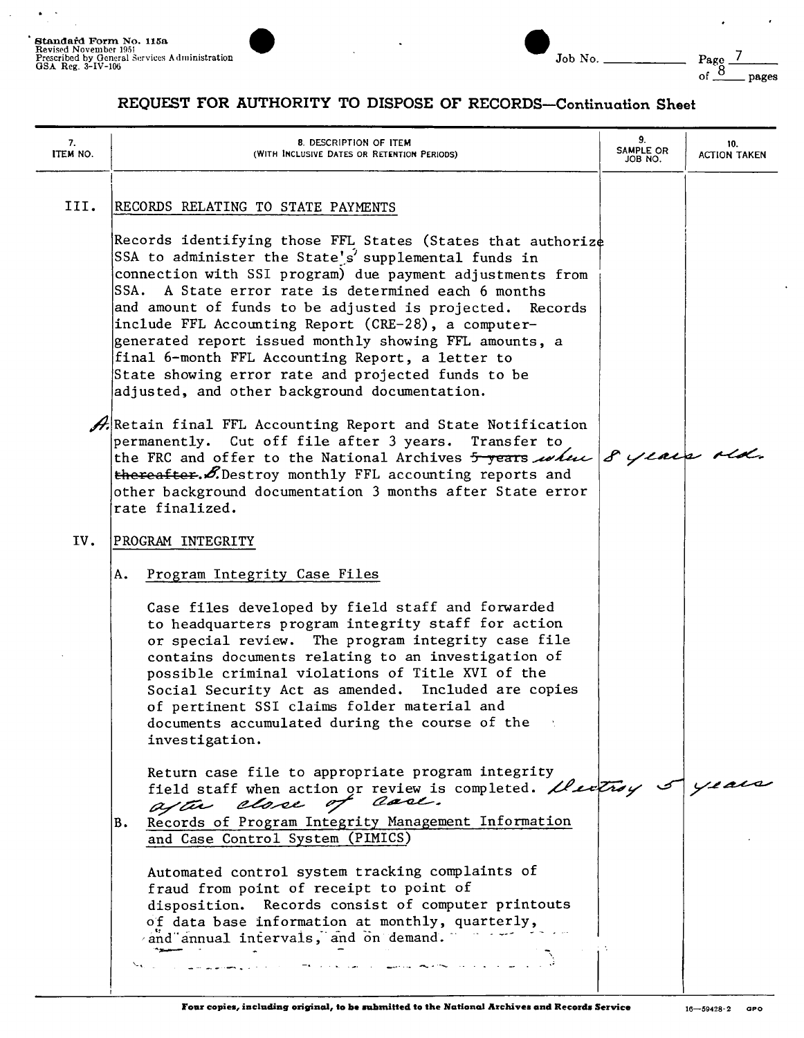Standard Form No. 115a
Revised November 1951
Prescribed by General Services Administration
GSA Reg. 3-IV-106

Job No. ______

## REQUEST FOR AUTHORITY TO DISPOSE OF RECORDS—Continuation Sheet

| 7. ITEM NO. | 8. DESCRIPTION OF ITEM (WITH INCLUSIVE DATES OR RETENTION PERIODS) | 9. SAMPLE OR JOB NO. | 10. ACTION TAKEN |
|---|---|---|---|
| III. | RECORDS RELATING TO STATE PAYMENTS | | |
| | Records identifying those FFL States (States that authorize SSA to administer the State's supplemental funds in connection with SSI program) due payment adjustments from SSA. A State error rate is determined each 6 months and amount of funds to be adjusted is projected. Records include FFL Accounting Report (CRE-28), a computer-generated report issued monthly showing FFL amounts, a final 6-month FFL Accounting Report, a letter to State showing error rate and projected funds to be adjusted, and other background documentation. | | |
| | A. Retain final FFL Accounting Report and State Notification permanently. Cut off file after 3 years. Transfer to the FRC and offer to the National Archives ~~5 years thereafter~~ when 8 years old. B. Destroy monthly FFL accounting reports and other background documentation 3 months after State error rate finalized. | | |
| IV. | PROGRAM INTEGRITY | | |
| | A. Program Integrity Case Files | | |
| | Case files developed by field staff and forwarded to headquarters program integrity staff for action or special review. The program integrity case file contains documents relating to an investigation of possible criminal violations of Title XVI of the Social Security Act as amended. Included are copies of pertinent SSI claims folder material and documents accumulated during the course of the investigation. | | |
| | Return case file to appropriate program integrity field staff when action or review is completed. Destroy 5 years after close of case. | | |
| | B. Records of Program Integrity Management Information and Case Control System (PIMICS) | | |
| | Automated control system tracking complaints of fraud from point of receipt to point of disposition. Records consist of computer printouts of data base information at monthly, quarterly, and annual intervals, and on demand. | | |

Four copies, including original, to be submitted to the National Archives and Records Service

16—59428-2 GPO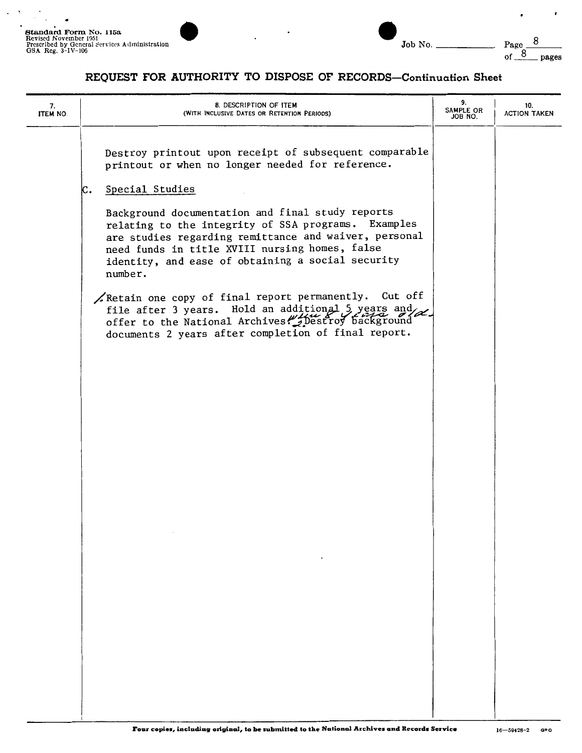Standard Form No. 115a
Revised November 1951
Prescribed by General Services Administration
GSA Reg. 3-IV-106

Job No. ________

# REQUEST FOR AUTHORITY TO DISPOSE OF RECORDS—Continuation Sheet

| 7. ITEM NO. | 8. DESCRIPTION OF ITEM (WITH INCLUSIVE DATES OR RETENTION PERIODS) | 9. SAMPLE OR JOB NO. | 10. ACTION TAKEN |
|---|---|---|---|
| | Destroy printout upon receipt of subsequent comparable printout or when no longer needed for reference. | | |
| | C. Special Studies | | |
| | Background documentation and final study reports relating to the integrity of SSA programs. Examples are studies regarding remittance and waiver, personal need funds in title XVIII nursing homes, false identity, and ease of obtaining a social security number. | | |
| | Retain one copy of final report permanently. Cut off file after 3 years. Hold an additional 5 years and offer to the National Archives when 8 years old. Destroy background documents 2 years after completion of final report. | | |

Four copies, including original, to be submitted to the National Archives and Records Service

16—59428-2 GPO